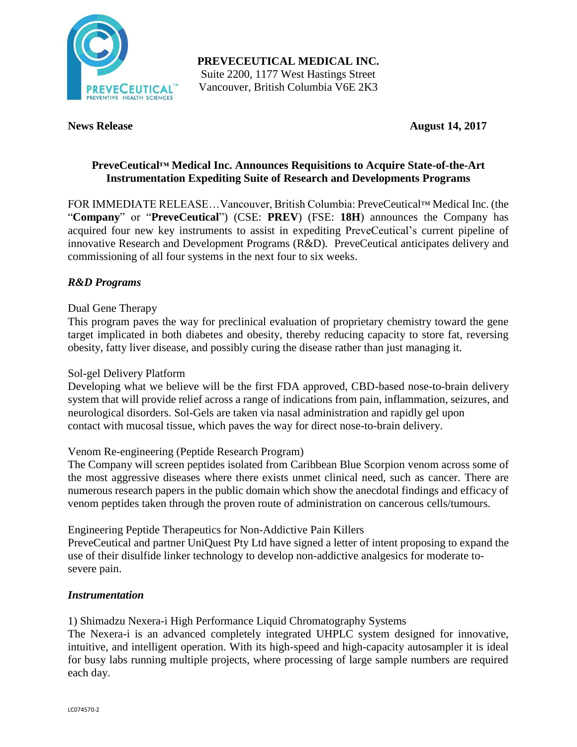**PREVECEUTICAL MEDICAL INC.**
Suite 2200, 1177 West Hastings Street
Vancouver, British Columbia V6E 2K3

**News Release** **August 14, 2017**

## PreveCeutical™ Medical Inc. Announces Requisitions to Acquire State-of-the-Art Instrumentation Expediting Suite of Research and Developments Programs

FOR IMMEDIATE RELEASE…Vancouver, British Columbia: PreveCeutical™ Medical Inc. (the "**Company**" or "**PreveCeutical**") (CSE: **PREV**) (FSE: **18H**) announces the Company has acquired four new key instruments to assist in expediting PreveCeutical's current pipeline of innovative Research and Development Programs (R&D). PreveCeutical anticipates delivery and commissioning of all four systems in the next four to six weeks.

### *R&D Programs*

Dual Gene Therapy
This program paves the way for preclinical evaluation of proprietary chemistry toward the gene target implicated in both diabetes and obesity, thereby reducing capacity to store fat, reversing obesity, fatty liver disease, and possibly curing the disease rather than just managing it.

Sol-gel Delivery Platform
Developing what we believe will be the first FDA approved, CBD-based nose-to-brain delivery system that will provide relief across a range of indications from pain, inflammation, seizures, and neurological disorders. Sol-Gels are taken via nasal administration and rapidly gel upon contact with mucosal tissue, which paves the way for direct nose-to-brain delivery.

Venom Re-engineering (Peptide Research Program)
The Company will screen peptides isolated from Caribbean Blue Scorpion venom across some of the most aggressive diseases where there exists unmet clinical need, such as cancer. There are numerous research papers in the public domain which show the anecdotal findings and efficacy of venom peptides taken through the proven route of administration on cancerous cells/tumours.

Engineering Peptide Therapeutics for Non-Addictive Pain Killers
PreveCeutical and partner UniQuest Pty Ltd have signed a letter of intent proposing to expand the use of their disulfide linker technology to develop non-addictive analgesics for moderate to-severe pain.

### *Instrumentation*

1) Shimadzu Nexera-i High Performance Liquid Chromatography Systems
The Nexera-i is an advanced completely integrated UHPLC system designed for innovative, intuitive, and intelligent operation. With its high-speed and high-capacity autosampler it is ideal for busy labs running multiple projects, where processing of large sample numbers are required each day.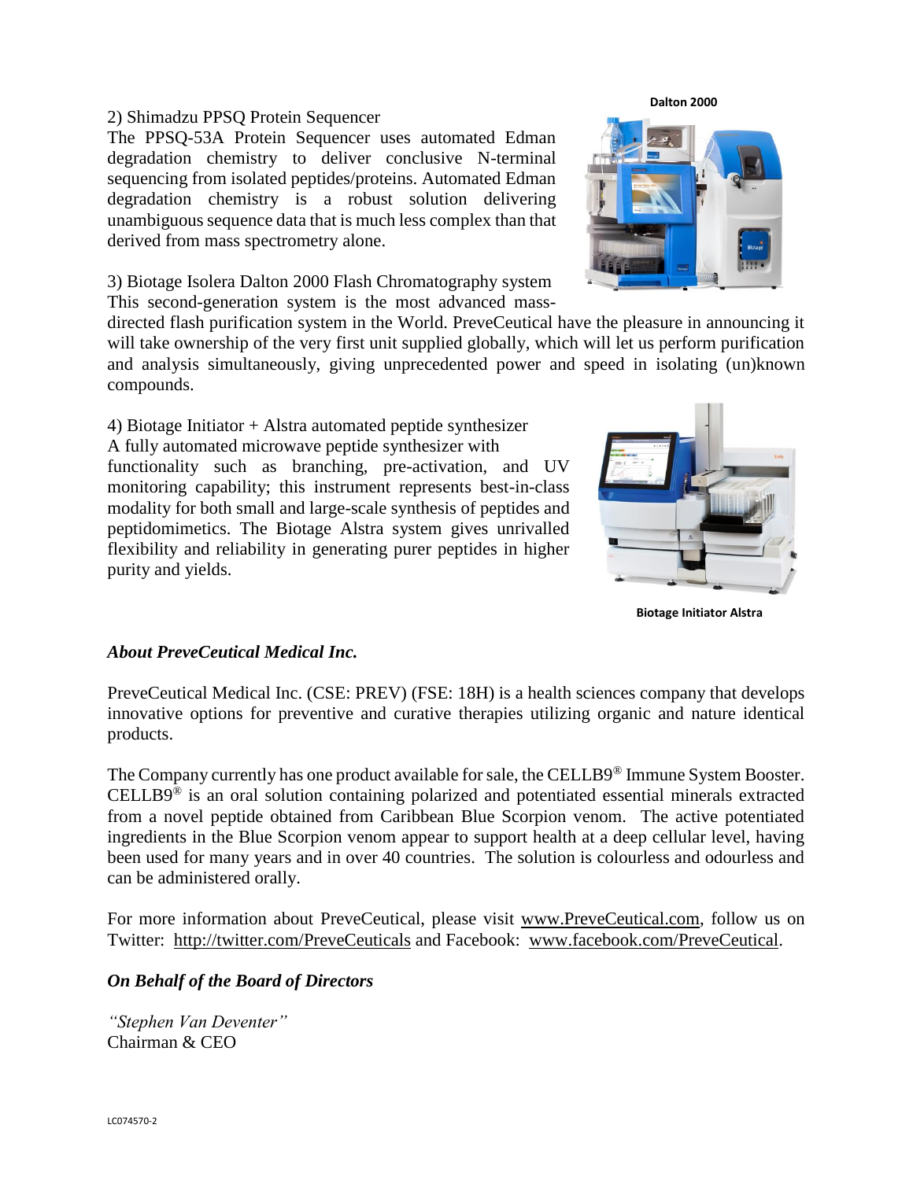2) Shimadzu PPSQ Protein Sequencer

The PPSQ-53A Protein Sequencer uses automated Edman degradation chemistry to deliver conclusive N-terminal sequencing from isolated peptides/proteins. Automated Edman degradation chemistry is a robust solution delivering unambiguous sequence data that is much less complex than that derived from mass spectrometry alone.

Dalton 2000

3) Biotage Isolera Dalton 2000 Flash Chromatography system

This second-generation system is the most advanced mass-directed flash purification system in the World. PreveCeutical have the pleasure in announcing it will take ownership of the very first unit supplied globally, which will let us perform purification and analysis simultaneously, giving unprecedented power and speed in isolating (un)known compounds.

4) Biotage Initiator + Alstra automated peptide synthesizer

A fully automated microwave peptide synthesizer with functionality such as branching, pre-activation, and UV monitoring capability; this instrument represents best-in-class modality for both small and large-scale synthesis of peptides and peptidomimetics. The Biotage Alstra system gives unrivalled flexibility and reliability in generating purer peptides in higher purity and yields.

Biotage Initiator Alstra

***About PreveCeutical Medical Inc.***

PreveCeutical Medical Inc. (CSE: PREV) (FSE: 18H) is a health sciences company that develops innovative options for preventive and curative therapies utilizing organic and nature identical products.

The Company currently has one product available for sale, the CELLB9® Immune System Booster. CELLB9® is an oral solution containing polarized and potentiated essential minerals extracted from a novel peptide obtained from Caribbean Blue Scorpion venom. The active potentiated ingredients in the Blue Scorpion venom appear to support health at a deep cellular level, having been used for many years and in over 40 countries. The solution is colourless and odourless and can be administered orally.

For more information about PreveCeutical, please visit www.PreveCeutical.com, follow us on Twitter: http://twitter.com/PreveCeuticals and Facebook: www.facebook.com/PreveCeutical.

***On Behalf of the Board of Directors***

*"Stephen Van Deventer"*
Chairman & CEO

LC074570-2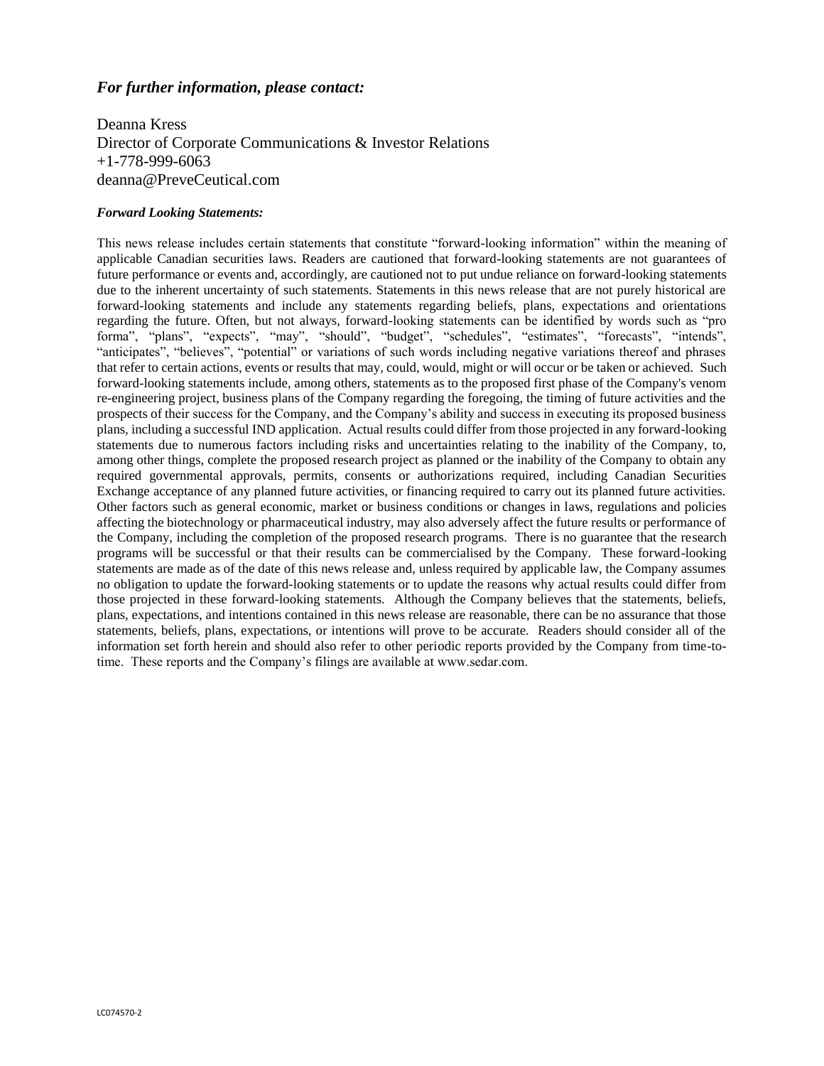***For further information, please contact:***

Deanna Kress
Director of Corporate Communications & Investor Relations
+1-778-999-6063
deanna@PreveCeutical.com

***Forward Looking Statements:***

This news release includes certain statements that constitute "forward-looking information" within the meaning of applicable Canadian securities laws. Readers are cautioned that forward-looking statements are not guarantees of future performance or events and, accordingly, are cautioned not to put undue reliance on forward-looking statements due to the inherent uncertainty of such statements. Statements in this news release that are not purely historical are forward-looking statements and include any statements regarding beliefs, plans, expectations and orientations regarding the future. Often, but not always, forward-looking statements can be identified by words such as "pro forma", "plans", "expects", "may", "should", "budget", "schedules", "estimates", "forecasts", "intends", "anticipates", "believes", "potential" or variations of such words including negative variations thereof and phrases that refer to certain actions, events or results that may, could, would, might or will occur or be taken or achieved. Such forward-looking statements include, among others, statements as to the proposed first phase of the Company's venom re-engineering project, business plans of the Company regarding the foregoing, the timing of future activities and the prospects of their success for the Company, and the Company's ability and success in executing its proposed business plans, including a successful IND application. Actual results could differ from those projected in any forward-looking statements due to numerous factors including risks and uncertainties relating to the inability of the Company, to, among other things, complete the proposed research project as planned or the inability of the Company to obtain any required governmental approvals, permits, consents or authorizations required, including Canadian Securities Exchange acceptance of any planned future activities, or financing required to carry out its planned future activities. Other factors such as general economic, market or business conditions or changes in laws, regulations and policies affecting the biotechnology or pharmaceutical industry, may also adversely affect the future results or performance of the Company, including the completion of the proposed research programs. There is no guarantee that the research programs will be successful or that their results can be commercialised by the Company. These forward-looking statements are made as of the date of this news release and, unless required by applicable law, the Company assumes no obligation to update the forward-looking statements or to update the reasons why actual results could differ from those projected in these forward-looking statements. Although the Company believes that the statements, beliefs, plans, expectations, and intentions contained in this news release are reasonable, there can be no assurance that those statements, beliefs, plans, expectations, or intentions will prove to be accurate. Readers should consider all of the information set forth herein and should also refer to other periodic reports provided by the Company from time-to-time. These reports and the Company's filings are available at www.sedar.com.

LC074570-2